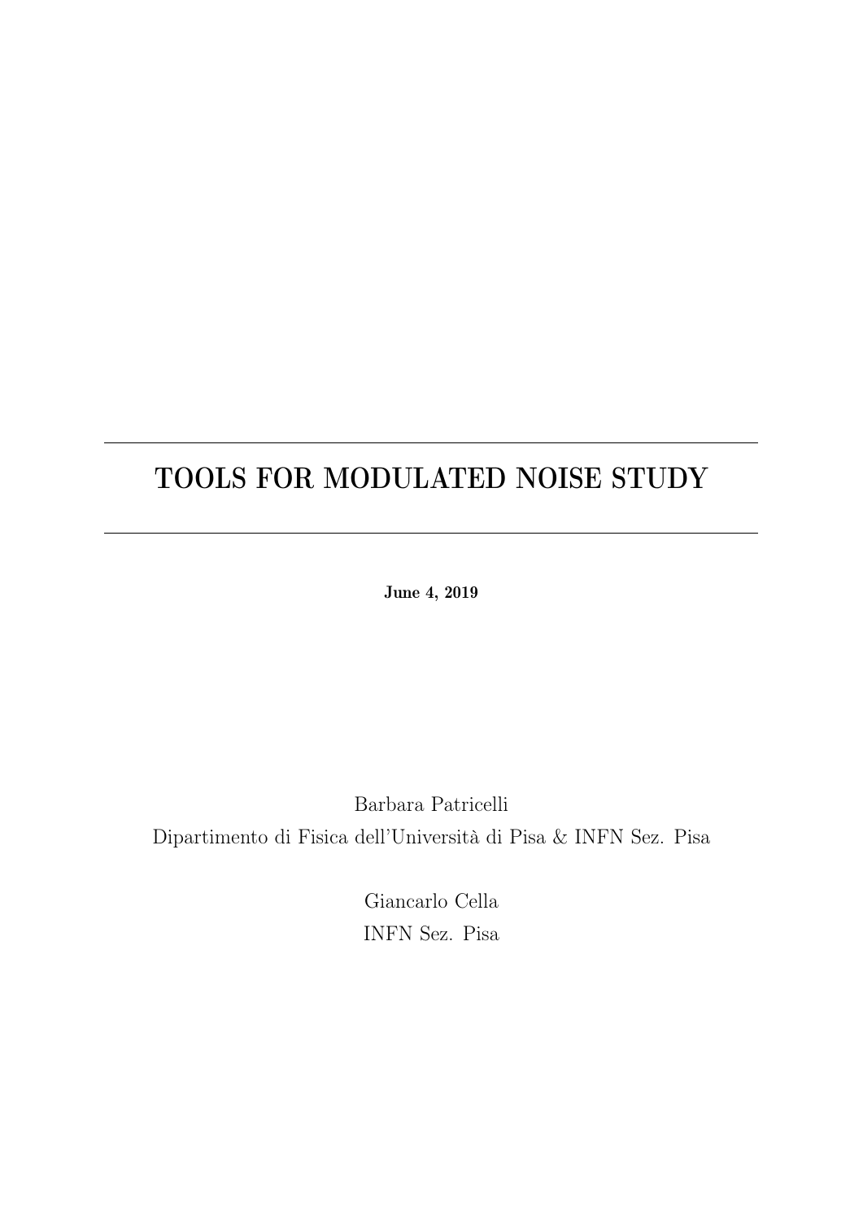# TOOLS FOR MODULATED NOISE STUDY

**June 4, 2019**

Barbara Patricelli
Dipartimento di Fisica dell'Università di Pisa & INFN Sez. Pisa

Giancarlo Cella
INFN Sez. Pisa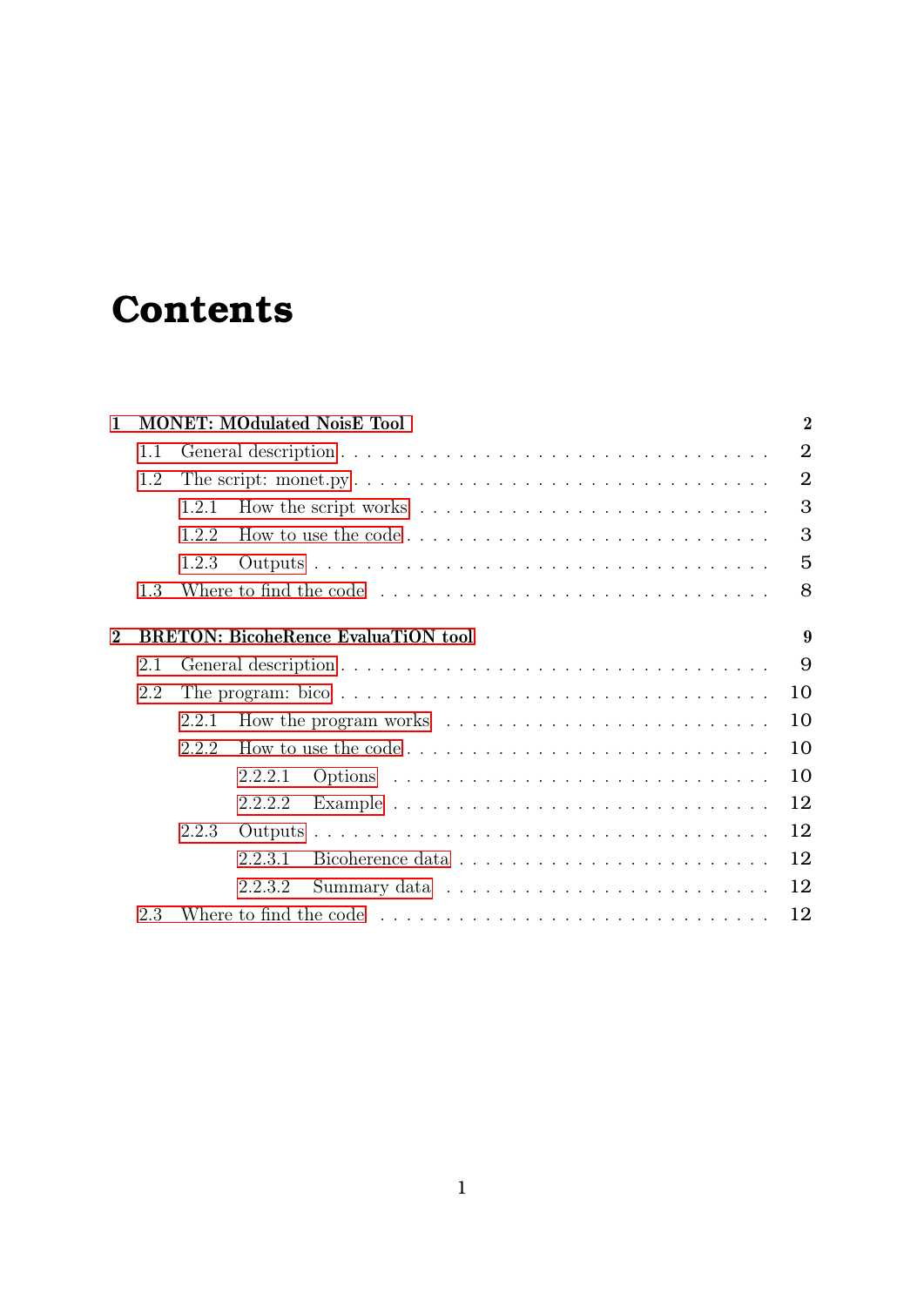# Contents

1 MONET: MOdulated NoisE Tool ..... 2
- 1.1 General description ..... 2
- 1.2 The script: monet.py ..... 2
  - 1.2.1 How the script works ..... 3
  - 1.2.2 How to use the code ..... 3
  - 1.2.3 Outputs ..... 5
- 1.3 Where to find the code ..... 8

2 BRETON: BicoheRence EvaluaTiON tool ..... 9
- 2.1 General description ..... 9
- 2.2 The program: bico ..... 10
  - 2.2.1 How the program works ..... 10
  - 2.2.2 How to use the code ..... 10
    - 2.2.2.1 Options ..... 10
    - 2.2.2.2 Example ..... 12
  - 2.2.3 Outputs ..... 12
    - 2.2.3.1 Bicoherence data ..... 12
    - 2.2.3.2 Summary data ..... 12
- 2.3 Where to find the code ..... 12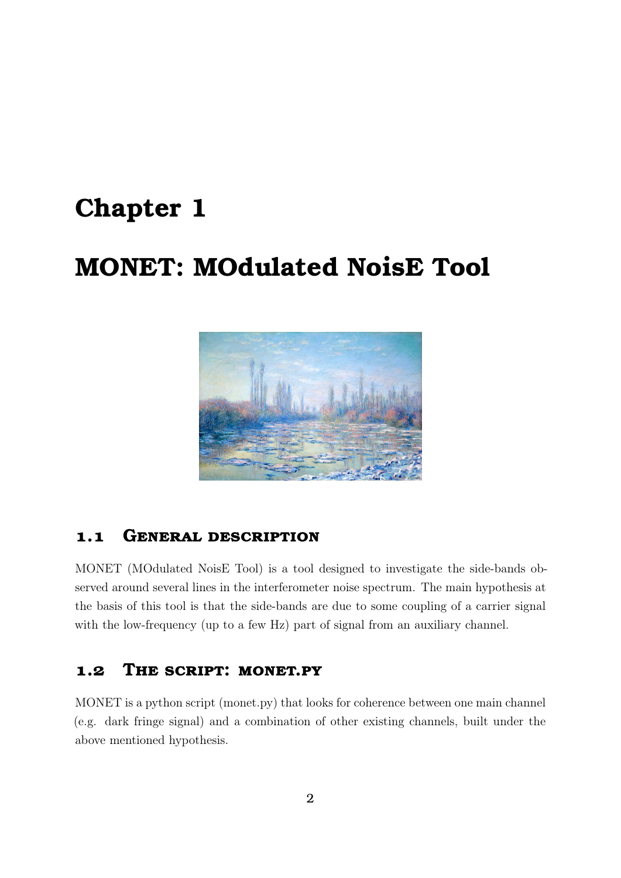# Chapter 1

# MONET: MOdulated NoisE Tool

## 1.1 General description

MONET (MOdulated NoisE Tool) is a tool designed to investigate the side-bands observed around several lines in the interferometer noise spectrum. The main hypothesis at the basis of this tool is that the side-bands are due to some coupling of a carrier signal with the low-frequency (up to a few Hz) part of signal from an auxiliary channel.

## 1.2 The script: monet.py

MONET is a python script (monet.py) that looks for coherence between one main channel (e.g. dark fringe signal) and a combination of other existing channels, built under the above mentioned hypothesis.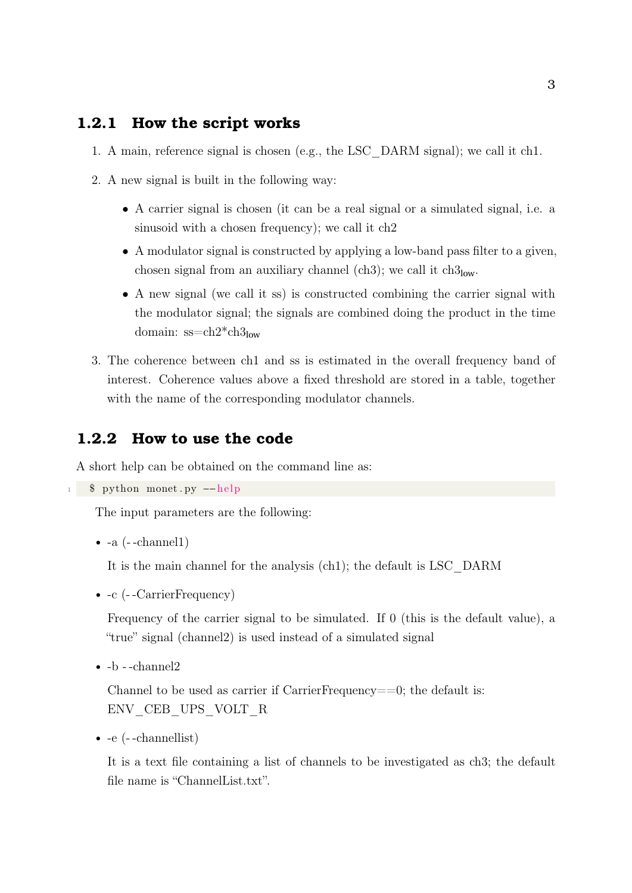### 1.2.1 How the script works

1. A main, reference signal is chosen (e.g., the LSC_DARM signal); we call it ch1.
2. A new signal is built in the following way:
   - A carrier signal is chosen (it can be a real signal or a simulated signal, i.e. a sinusoid with a chosen frequency); we call it ch2
   - A modulator signal is constructed by applying a low-band pass filter to a given, chosen signal from an auxiliary channel (ch3); we call it $ch3_{low}$.
   - A new signal (we call it ss) is constructed combining the carrier signal with the modulator signal; the signals are combined doing the product in the time domain: $ss = ch2 * ch3_{low}$
3. The coherence between ch1 and ss is estimated in the overall frequency band of interest. Coherence values above a fixed threshold are stored in a table, together with the name of the corresponding modulator channels.

### 1.2.2 How to use the code

A short help can be obtained on the command line as:

```
$ python monet.py --help
```

The input parameters are the following:

- -a (--channel1)

  It is the main channel for the analysis (ch1); the default is LSC_DARM

- -c (--CarrierFrequency)

  Frequency of the carrier signal to be simulated. If 0 (this is the default value), a "true" signal (channel2) is used instead of a simulated signal

- -b --channel2

  Channel to be used as carrier if CarrierFrequency==0; the default is: ENV_CEB_UPS_VOLT_R

- -e (--channellist)

  It is a text file containing a list of channels to be investigated as ch3; the default file name is "ChannelList.txt".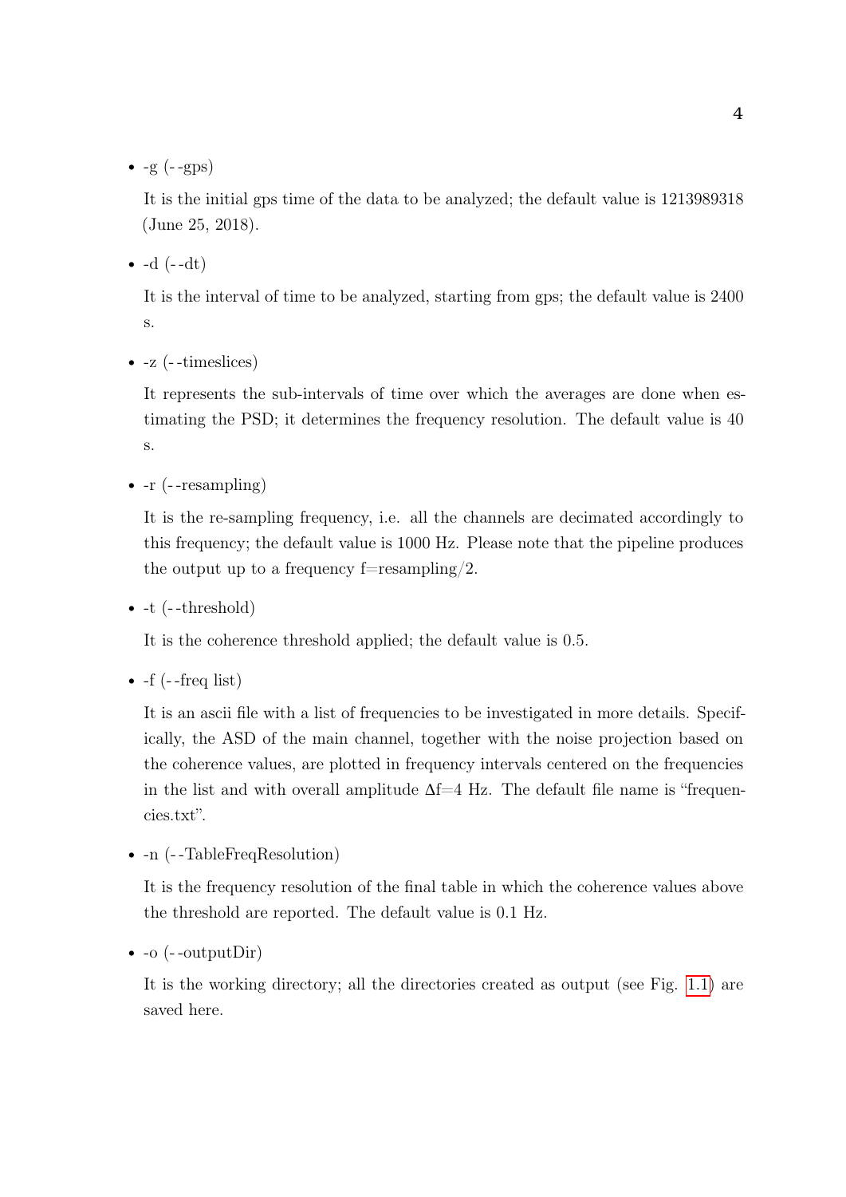- -g (--gps)

  It is the initial gps time of the data to be analyzed; the default value is 1213989318 (June 25, 2018).

- -d (--dt)

  It is the interval of time to be analyzed, starting from gps; the default value is 2400 s.

- -z (--timeslices)

  It represents the sub-intervals of time over which the averages are done when estimating the PSD; it determines the frequency resolution. The default value is 40 s.

- -r (--resampling)

  It is the re-sampling frequency, i.e. all the channels are decimated accordingly to this frequency; the default value is 1000 Hz. Please note that the pipeline produces the output up to a frequency f=resampling/2.

- -t (--threshold)

  It is the coherence threshold applied; the default value is 0.5.

- -f (--freq list)

  It is an ascii file with a list of frequencies to be investigated in more details. Specifically, the ASD of the main channel, together with the noise projection based on the coherence values, are plotted in frequency intervals centered on the frequencies in the list and with overall amplitude $\Delta$f=4 Hz. The default file name is "frequencies.txt".

- -n (--TableFreqResolution)

  It is the frequency resolution of the final table in which the coherence values above the threshold are reported. The default value is 0.1 Hz.

- -o (--outputDir)

  It is the working directory; all the directories created as output (see Fig. 1.1) are saved here.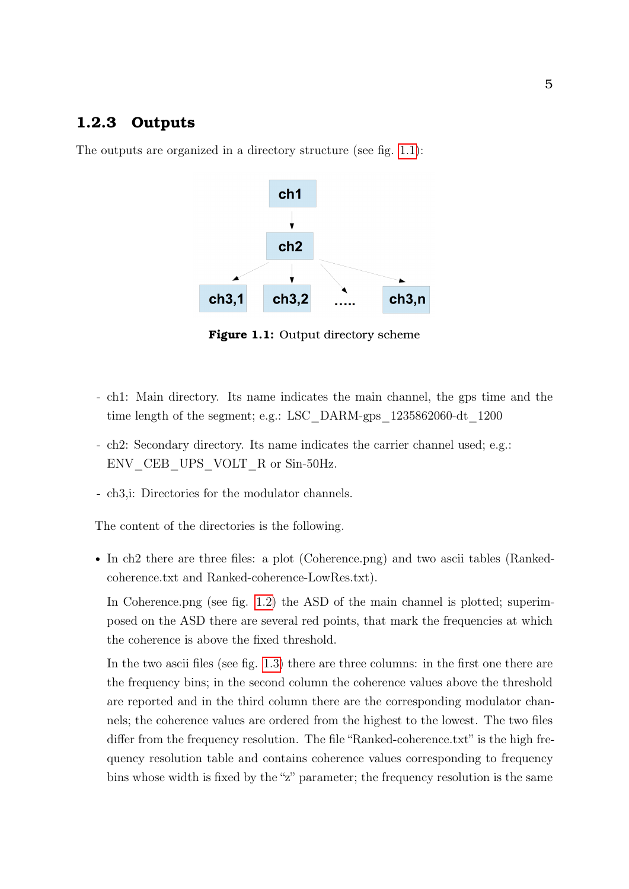### 1.2.3 Outputs

The outputs are organized in a directory structure (see fig. 1.1):

Figure 1.1: Output directory scheme

- ch1: Main directory. Its name indicates the main channel, the gps time and the time length of the segment; e.g.: LSC_DARM-gps_1235862060-dt_1200
- ch2: Secondary directory. Its name indicates the carrier channel used; e.g.: ENV_CEB_UPS_VOLT_R or Sin-50Hz.
- ch3,i: Directories for the modulator channels.

The content of the directories is the following.

- In ch2 there are three files: a plot (Coherence.png) and two ascii tables (Ranked-coherence.txt and Ranked-coherence-LowRes.txt).

  In Coherence.png (see fig. 1.2) the ASD of the main channel is plotted; superimposed on the ASD there are several red points, that mark the frequencies at which the coherence is above the fixed threshold.

  In the two ascii files (see fig. 1.3) there are three columns: in the first one there are the frequency bins; in the second column the coherence values above the threshold are reported and in the third column there are the corresponding modulator channels; the coherence values are ordered from the highest to the lowest. The two files differ from the frequency resolution. The file "Ranked-coherence.txt" is the high frequency resolution table and contains coherence values corresponding to frequency bins whose width is fixed by the "z" parameter; the frequency resolution is the same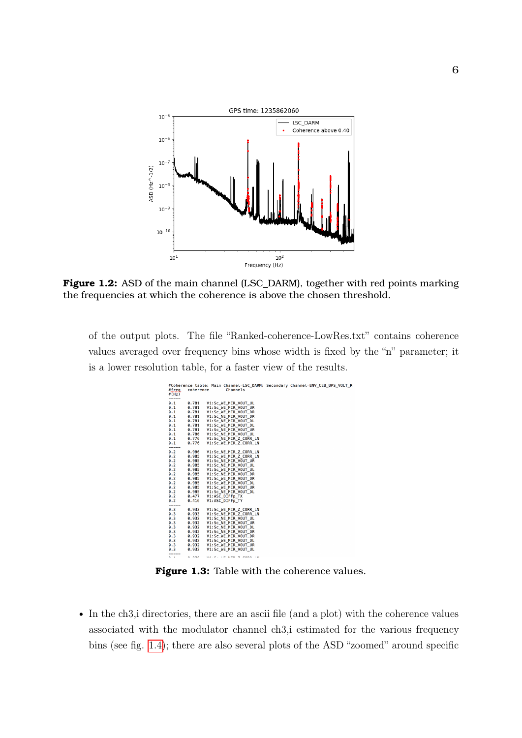**Figure 1.2:** ASD of the main channel (LSC_DARM), together with red points marking the frequencies at which the coherence is above the chosen threshold.

of the output plots. The file "Ranked-coherence-LowRes.txt" contains coherence values averaged over frequency bins whose width is fixed by the "n" parameter; it is a lower resolution table, for a faster view of the results.

```
#Coherence table; Main Channel=LSC_DARM; Secondary Channel=ENV_CEB_UPS_VOLT_R
#freq   coherence       Channels
#(Hz)
-----
0.1     0.781   V1:Sc_WE_MIR_VOUT_UL
0.1     0.781   V1:Sc_WE_MIR_VOUT_UR
0.1     0.781   V1:Sc_WE_MIR_VOUT_DR
0.1     0.781   V1:Sc_WE_MIR_VOUT_DR
0.1     0.781   V1:Sc_NE_MIR_VOUT_DL
0.1     0.781   V1:Sc_WE_MIR_VOUT_DL
0.1     0.781   V1:Sc_NE_MIR_VOUT_UR
0.1     0.780   V1:Sc_NE_MIR_VOUT_UL
0.1     0.776   V1:Sc_NE_MIR_Z_CORR_LN
0.1     0.776   V1:Sc_WE_MIR_Z_CORR_LN
-----
0.2     0.986   V1:Sc_NE_MIR_Z_CORR_LN
0.2     0.985   V1:Sc_WE_MIR_Z_CORR_LN
0.2     0.985   V1:Sc_NE_MIR_VOUT_UR
0.2     0.985   V1:Sc_NE_MIR_VOUT_UL
0.2     0.985   V1:Sc_WE_MIR_VOUT_UL
0.2     0.985   V1:Sc_NE_MIR_VOUT_DR
0.2     0.985   V1:Sc_WE_MIR_VOUT_DR
0.2     0.985   V1:Sc_WE_MIR_VOUT_DL
0.2     0.985   V1:Sc_WE_MIR_VOUT_UR
0.2     0.985   V1:Sc_NE_MIR_VOUT_DL
0.2     0.477   V1:ASC_DIFFp_TX
0.2     0.416   V1:ASC_DIFFp_TY
-----
0.3     0.933   V1:Sc_WE_MIR_Z_CORR_LN
0.3     0.933   V1:Sc_NE_MIR_Z_CORR_LN
0.3     0.932   V1:Sc_NE_MIR_VOUT_UL
0.3     0.932   V1:Sc_NE_MIR_VOUT_UR
0.3     0.932   V1:Sc_NE_MIR_VOUT_DL
0.3     0.932   V1:Sc_NE_MIR_VOUT_DR
0.3     0.932   V1:Sc_WE_MIR_VOUT_DR
0.3     0.932   V1:Sc_WE_MIR_VOUT_DL
0.3     0.932   V1:Sc_WE_MIR_VOUT_UR
0.3     0.932   V1:Sc_WE_MIR_VOUT_UL
-----
```

**Figure 1.3:** Table with the coherence values.

- In the ch3,i directories, there are an ascii file (and a plot) with the coherence values associated with the modulator channel ch3,i estimated for the various frequency bins (see fig. 1.4); there are also several plots of the ASD "zoomed" around specific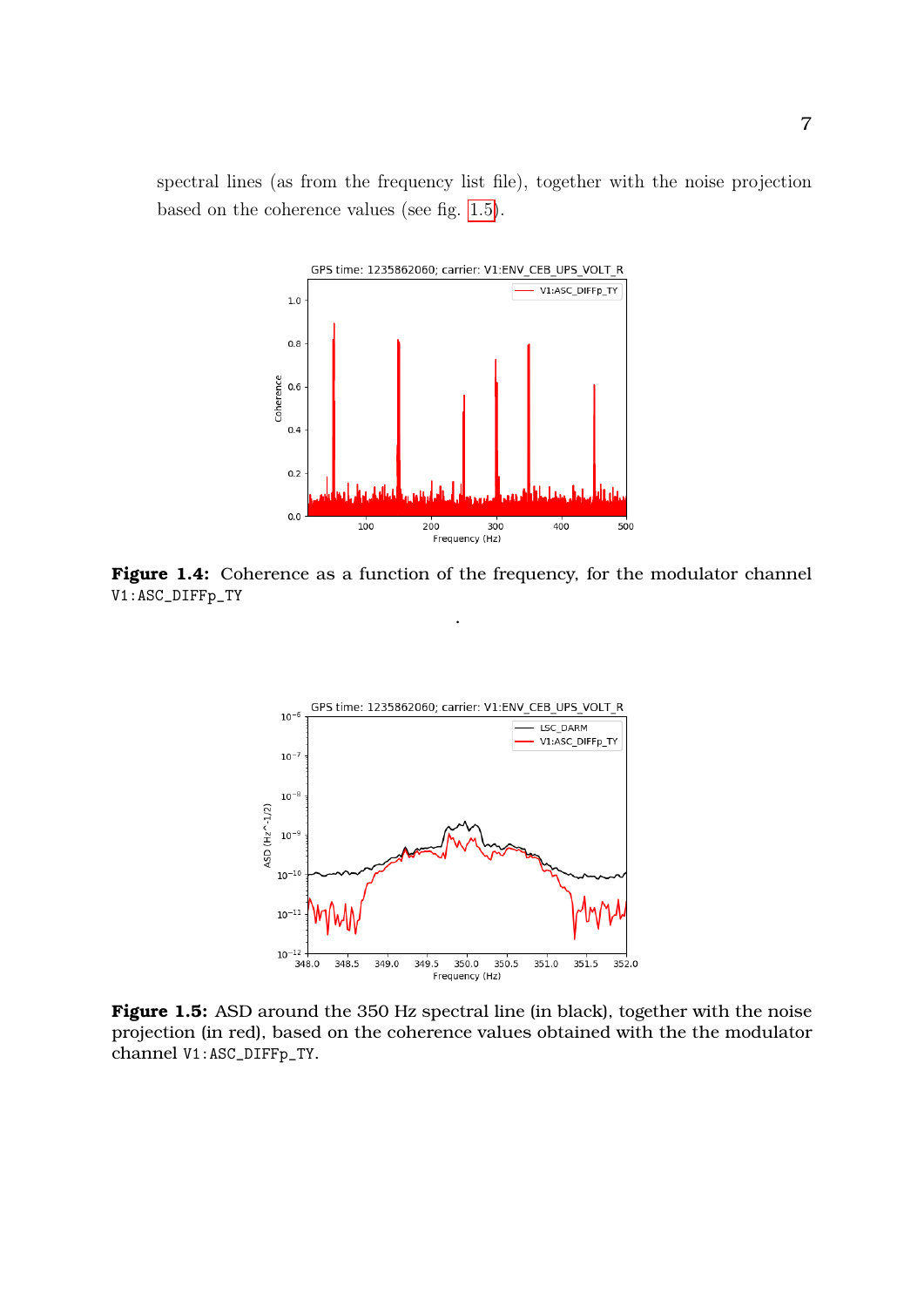spectral lines (as from the frequency list file), together with the noise projection based on the coherence values (see fig. 1.5).

**Figure 1.4:** Coherence as a function of the frequency, for the modulator channel V1:ASC_DIFFp_TY

**Figure 1.5:** ASD around the 350 Hz spectral line (in black), together with the noise projection (in red), based on the coherence values obtained with the the modulator channel V1:ASC_DIFFp_TY.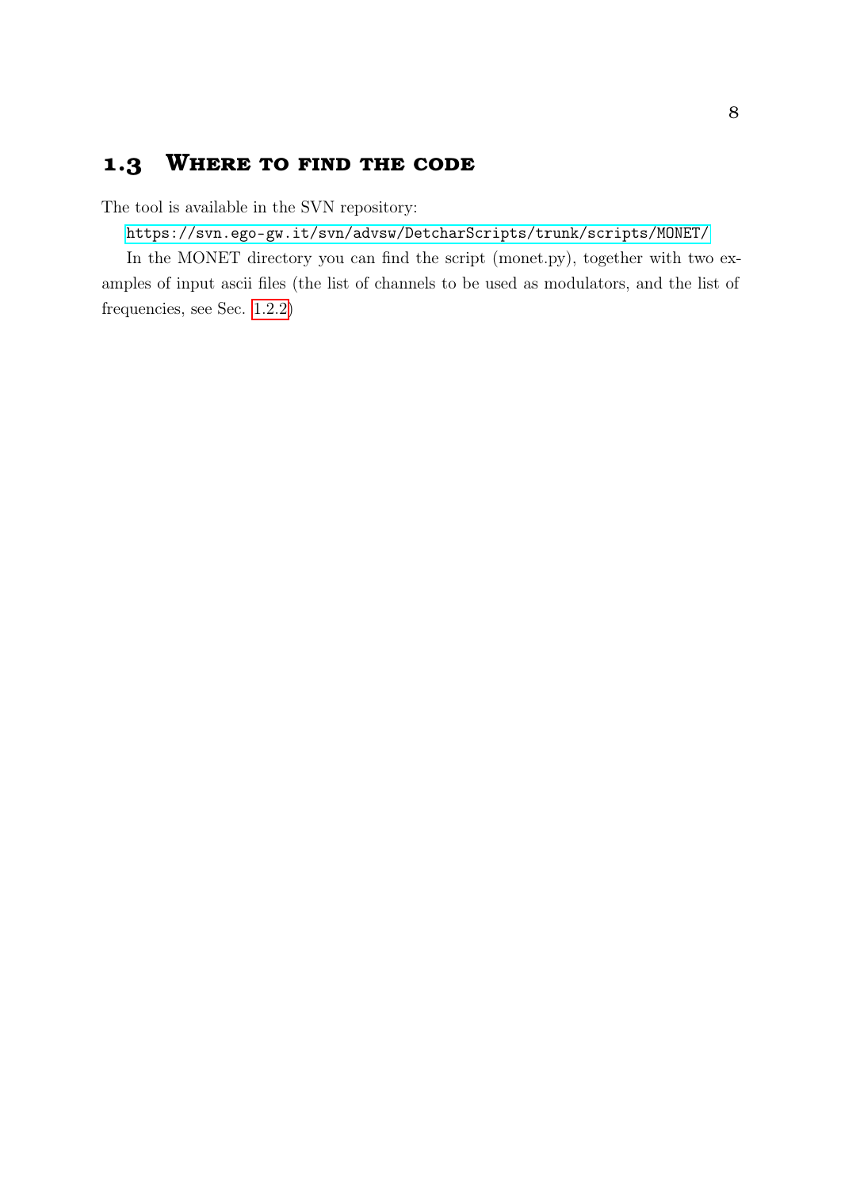## 1.3 Where to find the code

The tool is available in the SVN repository:

https://svn.ego-gw.it/svn/advsw/DetcharScripts/trunk/scripts/MONET/

In the MONET directory you can find the script (monet.py), together with two examples of input ascii files (the list of channels to be used as modulators, and the list of frequencies, see Sec. 1.2.2)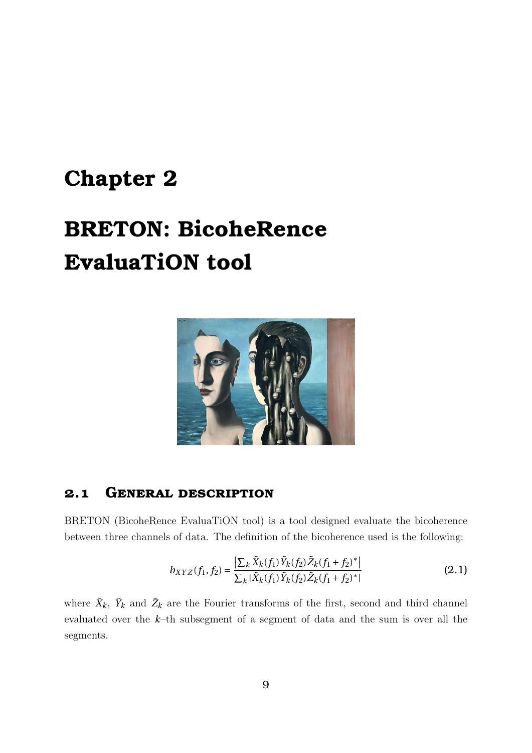# Chapter 2

# BRETON: BicoheRence EvaluaTiON tool

## 2.1 General description

BRETON (BicoheRence EvaluaTiON tool) is a tool designed evaluate the bicoherence between three channels of data. The definition of the bicoherence used is the following:

$$b_{XYZ}(f_1, f_2) = \frac{\left|\sum_k \tilde{X}_k(f_1)\tilde{Y}_k(f_2)\tilde{Z}_k(f_1+f_2)^*\right|}{\sum_k |\tilde{X}_k(f_1)\tilde{Y}_k(f_2)\tilde{Z}_k(f_1+f_2)^*|} \tag{2.1}$$

where $\tilde{X}_k$, $\tilde{Y}_k$ and $\tilde{Z}_k$ are the Fourier transforms of the first, second and third channel evaluated over the $k$–th subsegment of a segment of data and the sum is over all the segments.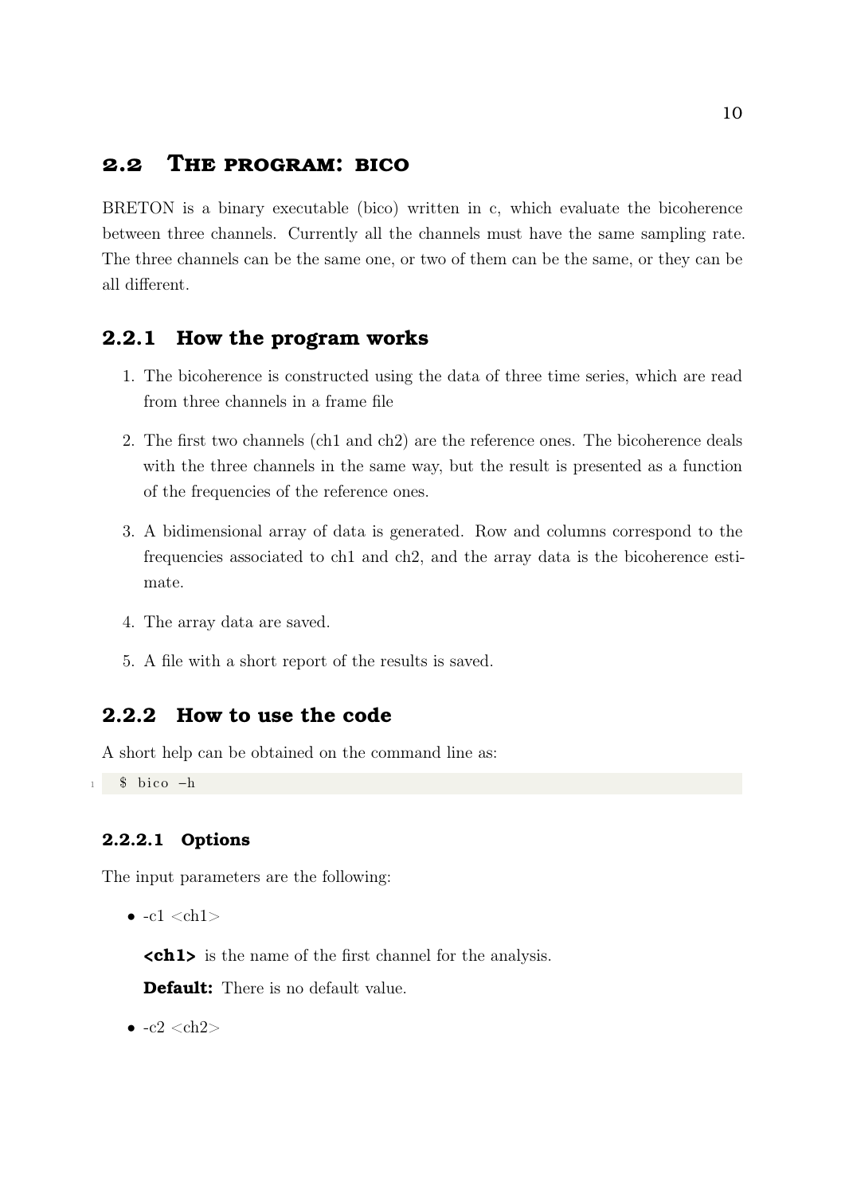## 2.2 The program: bico

BRETON is a binary executable (bico) written in c, which evaluate the bicoherence between three channels. Currently all the channels must have the same sampling rate. The three channels can be the same one, or two of them can be the same, or they can be all different.

### 2.2.1 How the program works

1. The bicoherence is constructed using the data of three time series, which are read from three channels in a frame file
2. The first two channels (ch1 and ch2) are the reference ones. The bicoherence deals with the three channels in the same way, but the result is presented as a function of the frequencies of the reference ones.
3. A bidimensional array of data is generated. Row and columns correspond to the frequencies associated to ch1 and ch2, and the array data is the bicoherence estimate.
4. The array data are saved.
5. A file with a short report of the results is saved.

### 2.2.2 How to use the code

A short help can be obtained on the command line as:

```
$ bico -h
```

#### 2.2.2.1 Options

The input parameters are the following:

- -c1 <ch1>

  **<ch1>** is the name of the first channel for the analysis.

  **Default:** There is no default value.

- -c2 <ch2>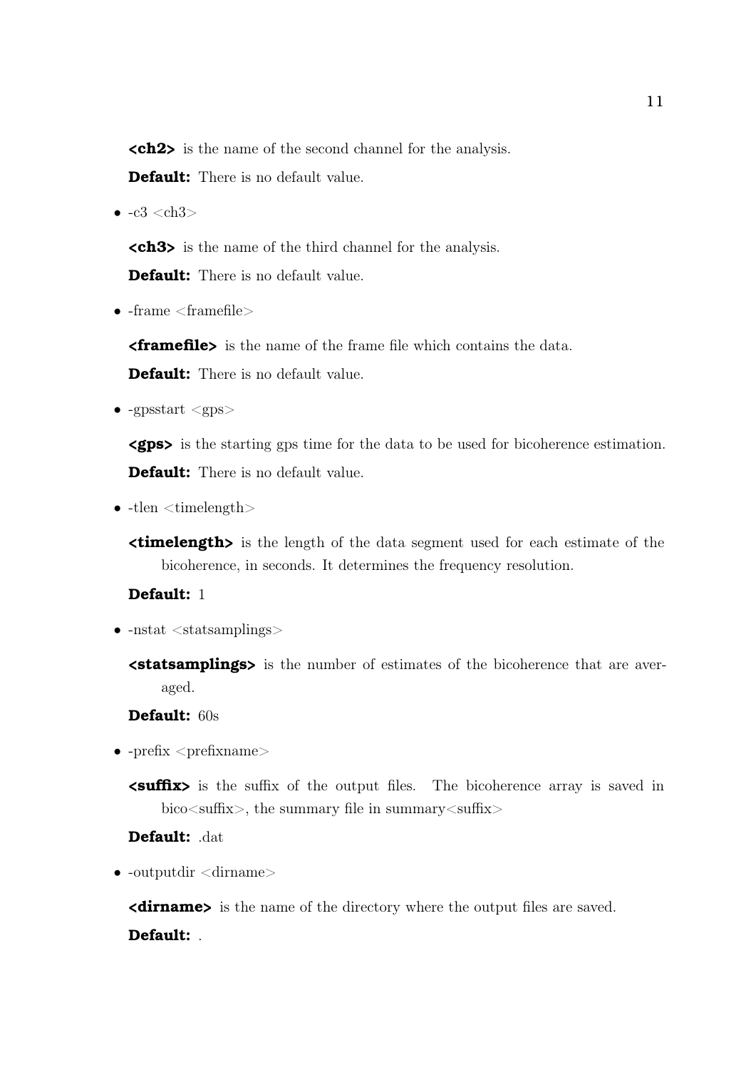**<ch2>** is the name of the second channel for the analysis.

**Default:** There is no default value.

- -c3 <ch3>

  **<ch3>** is the name of the third channel for the analysis.

  **Default:** There is no default value.

- -frame <framefile>

  **<framefile>** is the name of the frame file which contains the data.

  **Default:** There is no default value.

- -gpsstart <gps>

  **<gps>** is the starting gps time for the data to be used for bicoherence estimation.

  **Default:** There is no default value.

- -tlen <timelength>

  **<timelength>** is the length of the data segment used for each estimate of the bicoherence, in seconds. It determines the frequency resolution.

  **Default:** 1

- -nstat <statsamplings>

  **<statsamplings>** is the number of estimates of the bicoherence that are averaged.

  **Default:** 60s

- -prefix <prefixname>

  **<suffix>** is the suffix of the output files. The bicoherence array is saved in bico<suffix>, the summary file in summary<suffix>

  **Default:** .dat

- -outputdir <dirname>

  **<dirname>** is the name of the directory where the output files are saved.

  **Default:** .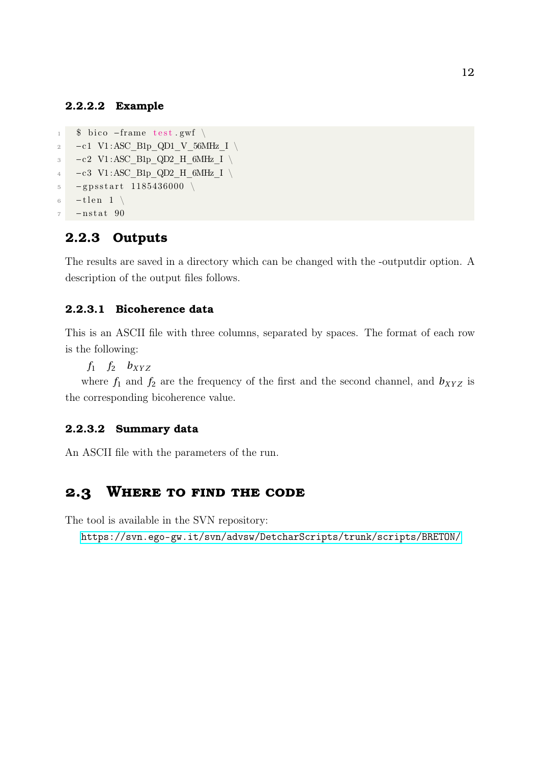#### 2.2.2.2 Example

```
$ bico -frame test.gwf \
-c1 V1:ASC_B1p_QD1_V_56MHz_I \
-c2 V1:ASC_B1p_QD2_H_6MHz_I \
-c3 V1:ASC_B1p_QD2_H_6MHz_I \
-gpsstart 1185436000 \
-tlen 1 \
-nstat 90
```

### 2.2.3 Outputs

The results are saved in a directory which can be changed with the -outputdir option. A description of the output files follows.

#### 2.2.3.1 Bicoherence data

This is an ASCII file with three columns, separated by spaces. The format of each row is the following:

$f_1$ $f_2$ $b_{XYZ}$

where $f_1$ and $f_2$ are the frequency of the first and the second channel, and $b_{XYZ}$ is the corresponding bicoherence value.

#### 2.2.3.2 Summary data

An ASCII file with the parameters of the run.

## 2.3 Where to find the code

The tool is available in the SVN repository:

https://svn.ego-gw.it/svn/advsw/DetcharScripts/trunk/scripts/BRETON/